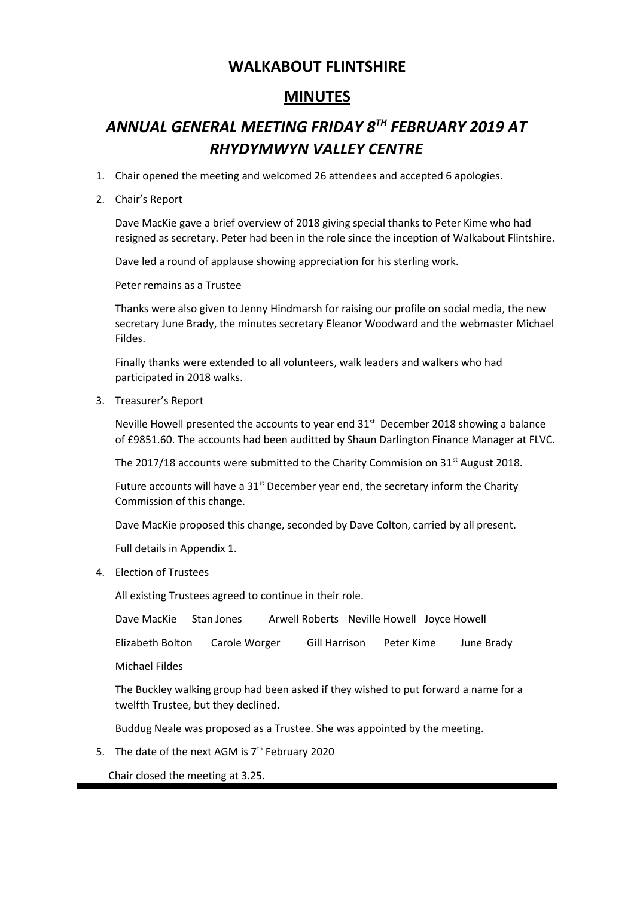# WALKABOUT FLINTSHIRE

## MINUTES

## *ANNUAL GENERAL MEETING FRIDAY 8TH FEBRUARY 2019 AT RHYDYMWYN VALLEY CENTRE*

1. Chair opened the meeting and welcomed 26 attendees and accepted 6 apologies.

2. Chair's Report

   Dave MacKie gave a brief overview of 2018 giving special thanks to Peter Kime who had resigned as secretary. Peter had been in the role since the inception of Walkabout Flintshire.

   Dave led a round of applause showing appreciation for his sterling work.

   Peter remains as a Trustee

   Thanks were also given to Jenny Hindmarsh for raising our profile on social media, the new secretary June Brady, the minutes secretary Eleanor Woodward and the webmaster Michael Fildes.

   Finally thanks were extended to all volunteers, walk leaders and walkers who had participated in 2018 walks.

3. Treasurer's Report

   Neville Howell presented the accounts to year end 31st December 2018 showing a balance of £9851.60. The accounts had been auditted by Shaun Darlington Finance Manager at FLVC.

   The 2017/18 accounts were submitted to the Charity Commision on 31st August 2018.

   Future accounts will have a 31st December year end, the secretary inform the Charity Commission of this change.

   Dave MacKie proposed this change, seconded by Dave Colton, carried by all present.

   Full details in Appendix 1.

4. Election of Trustees

   All existing Trustees agreed to continue in their role.

   Dave MacKie Stan Jones Arwell Roberts Neville Howell Joyce Howell

   Elizabeth Bolton Carole Worger Gill Harrison Peter Kime June Brady

   Michael Fildes

   The Buckley walking group had been asked if they wished to put forward a name for a twelfth Trustee, but they declined.

   Buddug Neale was proposed as a Trustee. She was appointed by the meeting.

5. The date of the next AGM is 7th February 2020

Chair closed the meeting at 3.25.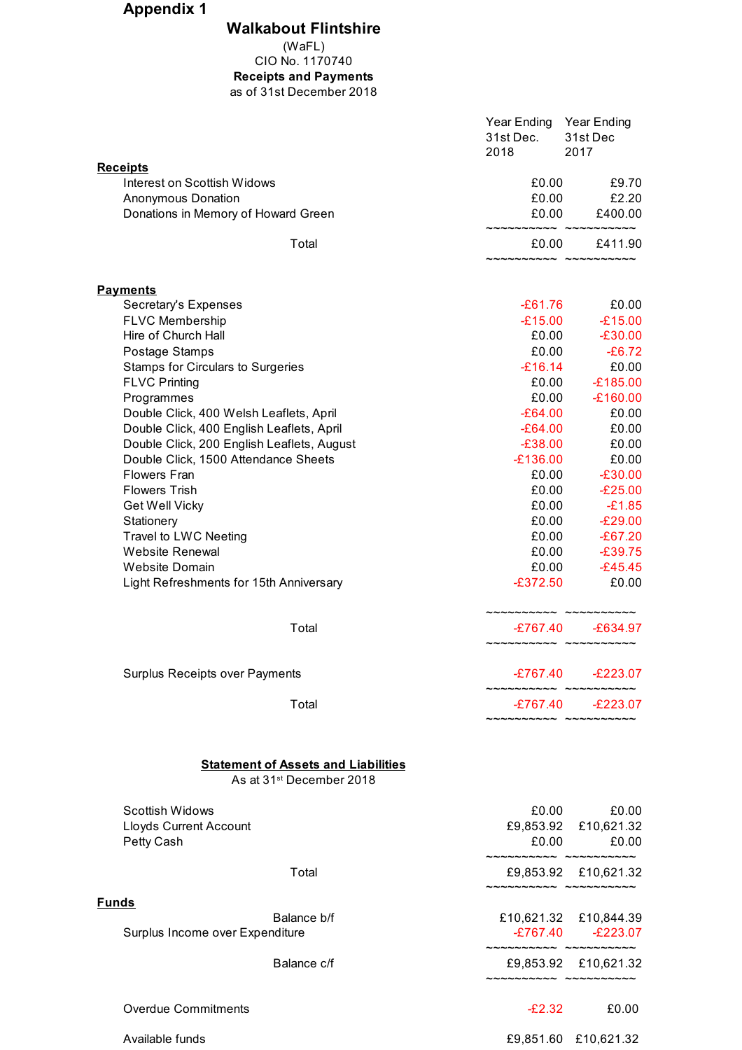**Appendix 1**

# Walkabout Flintshire

(WaFL)

CIO No. 1170740

**Receipts and Payments**

as of 31st December 2018

| | Year Ending 31st Dec. 2018 | Year Ending 31st Dec 2017 |
|---|---|---|
| **Receipts** | | |
| Interest on Scottish Widows | £0.00 | £9.70 |
| Anonymous Donation | £0.00 | £2.20 |
| Donations in Memory of Howard Green | £0.00 | £400.00 |
| Total | £0.00 | £411.90 |
| **Payments** | | |
| Secretary's Expenses | -£61.76 | £0.00 |
| FLVC Membership | -£15.00 | -£15.00 |
| Hire of Church Hall | £0.00 | -£30.00 |
| Postage Stamps | £0.00 | -£6.72 |
| Stamps for Circulars to Surgeries | -£16.14 | £0.00 |
| FLVC Printing | £0.00 | -£185.00 |
| Programmes | £0.00 | -£160.00 |
| Double Click, 400 Welsh Leaflets, April | -£64.00 | £0.00 |
| Double Click, 400 English Leaflets, April | -£64.00 | £0.00 |
| Double Click, 200 English Leaflets, August | -£38.00 | £0.00 |
| Double Click, 1500 Attendance Sheets | -£136.00 | £0.00 |
| Flowers Fran | £0.00 | -£30.00 |
| Flowers Trish | £0.00 | -£25.00 |
| Get Well Vicky | £0.00 | -£1.85 |
| Stationery | £0.00 | -£29.00 |
| Travel to LWC Neeting | £0.00 | -£67.20 |
| Website Renewal | £0.00 | -£39.75 |
| Website Domain | £0.00 | -£45.45 |
| Light Refreshments for 15th Anniversary | -£372.50 | £0.00 |
| Total | -£767.40 | -£634.97 |
| Surplus Receipts over Payments | -£767.40 | -£223.07 |
| Total | -£767.40 | -£223.07 |

## Statement of Assets and Liabilities

As at 31st December 2018

| | | |
|---|---|---|
| Scottish Widows | £0.00 | £0.00 |
| Lloyds Current Account | £9,853.92 | £10,621.32 |
| Petty Cash | £0.00 | £0.00 |
| Total | £9,853.92 | £10,621.32 |
| **Funds** | | |
| Balance b/f | £10,621.32 | £10,844.39 |
| Surplus Income over Expenditure | -£767.40 | -£223.07 |
| Balance c/f | £9,853.92 | £10,621.32 |
| Overdue Commitments | -£2.32 | £0.00 |
| Available funds | £9,851.60 | £10,621.32 |